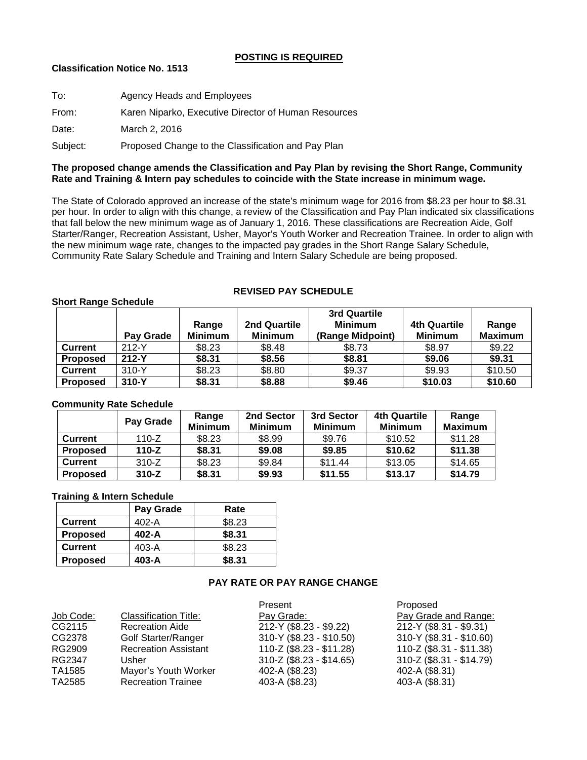**POSTING IS REQUIRED**

**Classification Notice No. 1513**

To: Agency Heads and Employees

From: Karen Niparko, Executive Director of Human Resources

Date: March 2, 2016

Subject: Proposed Change to the Classification and Pay Plan

**The proposed change amends the Classification and Pay Plan by revising the Short Range, Community Rate and Training & Intern pay schedules to coincide with the State increase in minimum wage.**

The State of Colorado approved an increase of the state's minimum wage for 2016 from $8.23 per hour to $8.31 per hour. In order to align with this change, a review of the Classification and Pay Plan indicated six classifications that fall below the new minimum wage as of January 1, 2016. These classifications are Recreation Aide, Golf Starter/Ranger, Recreation Assistant, Usher, Mayor's Youth Worker and Recreation Trainee. In order to align with the new minimum wage rate, changes to the impacted pay grades in the Short Range Salary Schedule, Community Rate Salary Schedule and Training and Intern Salary Schedule are being proposed.

## REVISED PAY SCHEDULE

**Short Range Schedule**

| | Pay Grade | Range Minimum | 2nd Quartile Minimum | 3rd Quartile Minimum (Range Midpoint) | 4th Quartile Minimum | Range Maximum |
|---|---|---|---|---|---|---|
| **Current** | 212-Y | $8.23 | $8.48 | $8.73 | $8.97 | $9.22 |
| **Proposed** | **212-Y** | **$8.31** | **$8.56** | **$8.81** | **$9.06** | **$9.31** |
| **Current** | 310-Y | $8.23 | $8.80 | $9.37 | $9.93 | $10.50 |
| **Proposed** | **310-Y** | **$8.31** | **$8.88** | **$9.46** | **$10.03** | **$10.60** |

**Community Rate Schedule**

| | Pay Grade | Range Minimum | 2nd Sector Minimum | 3rd Sector Minimum | 4th Quartile Minimum | Range Maximum |
|---|---|---|---|---|---|---|
| **Current** | 110-Z | $8.23 | $8.99 | $9.76 | $10.52 | $11.28 |
| **Proposed** | **110-Z** | **$8.31** | **$9.08** | **$9.85** | **$10.62** | **$11.38** |
| **Current** | 310-Z | $8.23 | $9.84 | $11.44 | $13.05 | $14.65 |
| **Proposed** | **310-Z** | **$8.31** | **$9.93** | **$11.55** | **$13.17** | **$14.79** |

**Training & Intern Schedule**

| | Pay Grade | Rate |
|---|---|---|
| **Current** | 402-A | $8.23 |
| **Proposed** | **402-A** | **$8.31** |
| **Current** | 403-A | $8.23 |
| **Proposed** | **403-A** | **$8.31** |

## PAY RATE OR PAY RANGE CHANGE

| Job Code: | Classification Title: | Present Pay Grade: | Proposed Pay Grade and Range: |
|---|---|---|---|
| CG2115 | Recreation Aide | 212-Y ($8.23 - $9.22) | 212-Y ($8.31 - $9.31) |
| CG2378 | Golf Starter/Ranger | 310-Y ($8.23 - $10.50) | 310-Y ($8.31 - $10.60) |
| RG2909 | Recreation Assistant | 110-Z ($8.23 - $11.28) | 110-Z ($8.31 - $11.38) |
| RG2347 | Usher | 310-Z ($8.23 - $14.65) | 310-Z ($8.31 - $14.79) |
| TA1585 | Mayor's Youth Worker | 402-A ($8.23) | 402-A ($8.31) |
| TA2585 | Recreation Trainee | 403-A ($8.23) | 403-A ($8.31) |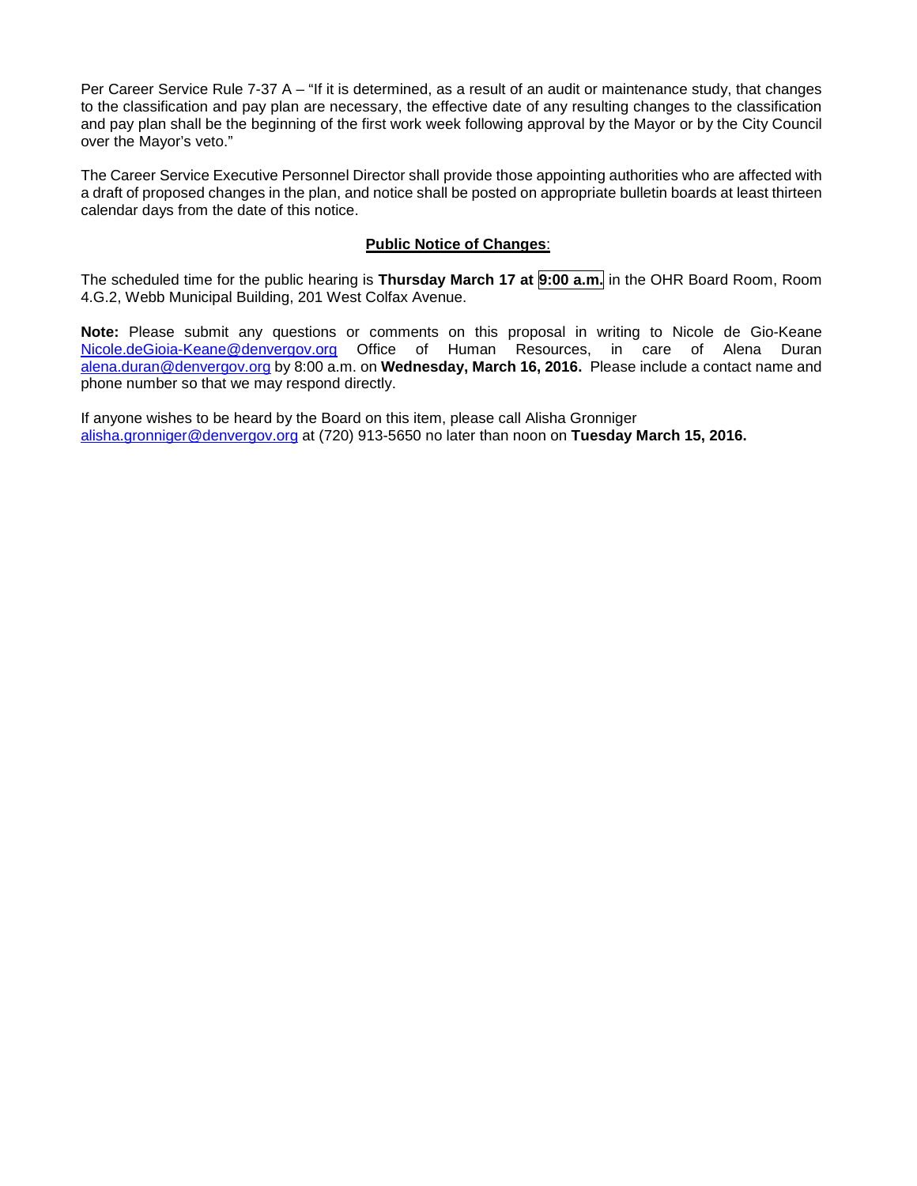Per Career Service Rule 7-37 A – "If it is determined, as a result of an audit or maintenance study, that changes to the classification and pay plan are necessary, the effective date of any resulting changes to the classification and pay plan shall be the beginning of the first work week following approval by the Mayor or by the City Council over the Mayor's veto."

The Career Service Executive Personnel Director shall provide those appointing authorities who are affected with a draft of proposed changes in the plan, and notice shall be posted on appropriate bulletin boards at least thirteen calendar days from the date of this notice.

**Public Notice of Changes**:

The scheduled time for the public hearing is **Thursday March 17 at 9:00 a.m.** in the OHR Board Room, Room 4.G.2, Webb Municipal Building, 201 West Colfax Avenue.

**Note:** Please submit any questions or comments on this proposal in writing to Nicole de Gio-Keane Nicole.deGioia-Keane@denvergov.org Office of Human Resources, in care of Alena Duran alena.duran@denvergov.org by 8:00 a.m. on **Wednesday, March 16, 2016.** Please include a contact name and phone number so that we may respond directly.

If anyone wishes to be heard by the Board on this item, please call Alisha Gronniger alisha.gronniger@denvergov.org at (720) 913-5650 no later than noon on **Tuesday March 15, 2016.**